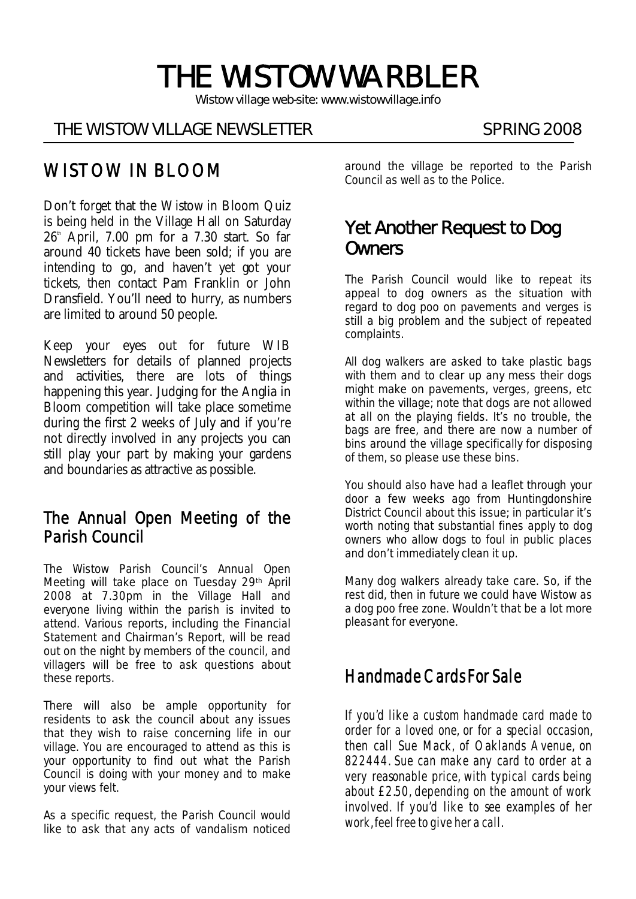# THE WISTOW WARBLER

Wistow village web-site: www.wistowvillage.info

THE WISTOW VILLAGE NEWSLETTER SPRING 2008

## WISTOW IN BLOOM

Don't forget that the Wistow in Bloom Quiz is being held in the Village Hall on Saturday 26th April, 7.00 pm for a 7.30 start. So far around 40 tickets have been sold; if you are intending to go, and haven't yet got your tickets, then contact Pam Franklin or John Dransfield. You'll need to hurry, as numbers are limited to around 50 people.

Keep your eyes out for future WIB Newsletters for details of planned projects and activities, there are lots of things happening this year. Judging for the Anglia in Bloom competition will take place sometime during the first 2 weeks of July and if you're not directly involved in any projects you can still play your part by making your gardens and boundaries as attractive as possible.

## The Annual Open Meeting of the Parish Council

The Wistow Parish Council's Annual Open Meeting will take place on Tuesday 29th April 2008 at 7.30pm in the Village Hall and everyone living within the parish is invited to attend. Various reports, including the Financial Statement and Chairman's Report, will be read out on the night by members of the council, and villagers will be free to ask questions about these reports.

There will also be ample opportunity for residents to ask the council about any issues that they wish to raise concerning life in our village. You are encouraged to attend as this is your opportunity to find out what the Parish Council is doing with your money and to make your views felt.

As a specific request, the Parish Council would like to ask that any acts of vandalism noticed around the village be reported to the Parish Council as well as to the Police.

## Yet Another Request to Dog Owners

The Parish Council would like to repeat its appeal to dog owners as the situation with regard to dog poo on pavements and verges is still a big problem and the subject of repeated complaints.

All dog walkers are asked to take plastic bags with them and to clear up any mess their dogs might make on pavements, verges, greens, etc within the village; note that dogs are not allowed at all on the playing fields. It's no trouble, the bags are free, and there are now a number of bins around the village specifically for disposing of them, so please use these bins.

You should also have had a leaflet through your door a few weeks ago from Huntingdonshire District Council about this issue; in particular it's worth noting that substantial fines apply to dog owners who allow dogs to foul in public places and don't immediately clean it up.

Many dog walkers already take care. So, if the rest did, then in future we could have Wistow as a dog poo free zone. Wouldn't that be a lot more pleasant for everyone.

## Handmade Cards For Sale

*If you'd like a custom handmade card made to order for a loved one, or for a special occasion, then call Sue Mack, of Oaklands Avenue, on 822444. Sue can make any card to order at a very reasonable price, with typical cards being about £2.50, depending on the amount of work involved. If you'd like to see examples of her work, feel free to give her a call.*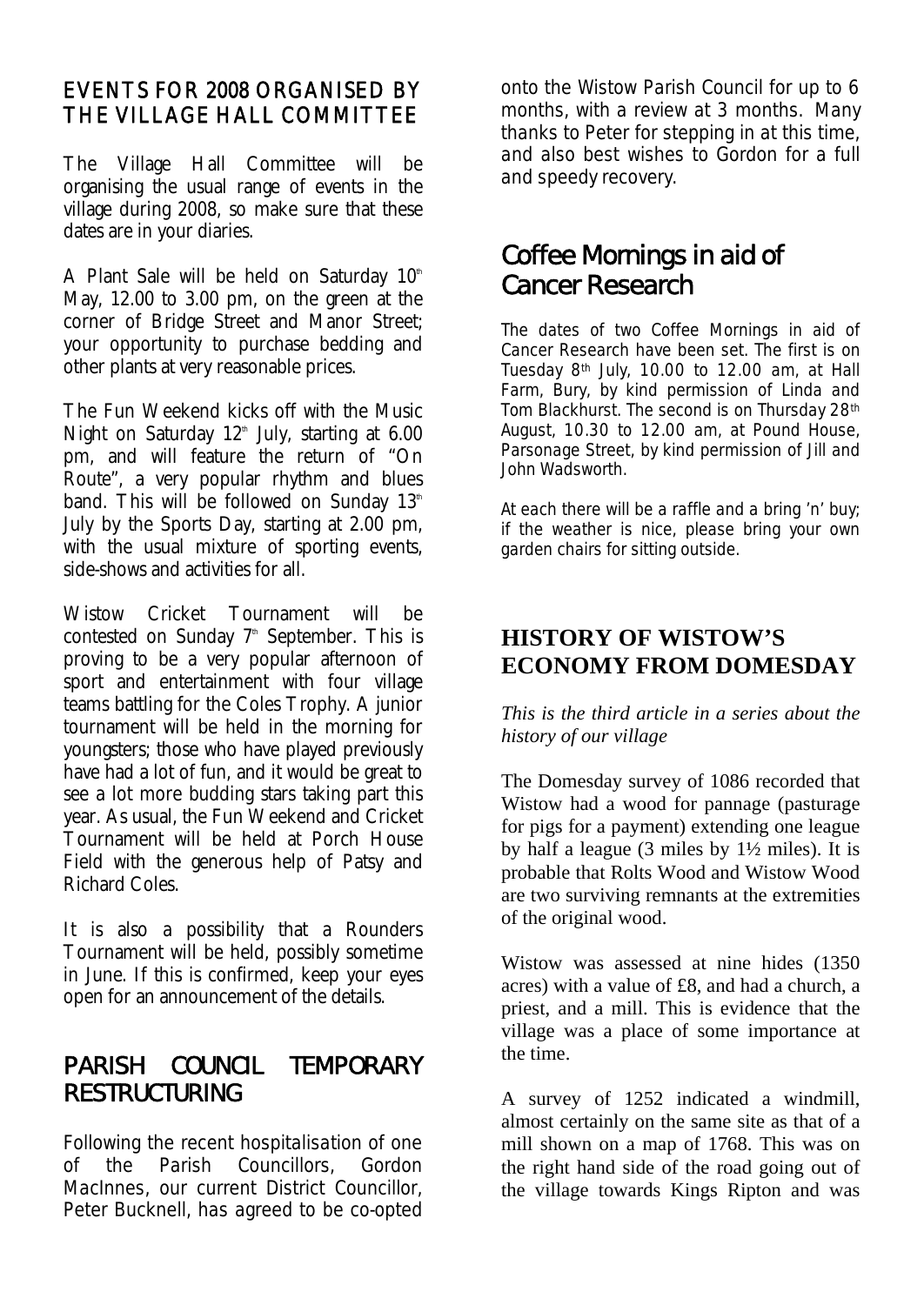## EVENTS FOR 2008 ORGANISED BY THE VILLAGE HALL COMMITTEE

The Village Hall Committee will be organising the usual range of events in the village during 2008, so make sure that these dates are in your diaries.

A Plant Sale will be held on Saturday 10th May, 12.00 to 3.00 pm, on the green at the corner of Bridge Street and Manor Street; your opportunity to purchase bedding and other plants at very reasonable prices.

The Fun Weekend kicks off with the Music Night on Saturday 12th July, starting at 6.00 pm, and will feature the return of "On Route", a very popular rhythm and blues band. This will be followed on Sunday 13th July by the Sports Day, starting at 2.00 pm, with the usual mixture of sporting events, side-shows and activities for all.

Wistow Cricket Tournament will be contested on Sunday 7th September. This is proving to be a very popular afternoon of sport and entertainment with four village teams battling for the Coles Trophy. A junior tournament will be held in the morning for youngsters; those who have played previously have had a lot of fun, and it would be great to see a lot more budding stars taking part this year. As usual, the Fun Weekend and Cricket Tournament will be held at Porch House Field with the generous help of Patsy and Richard Coles.

It is also a possibility that a Rounders Tournament will be held, possibly sometime in June. If this is confirmed, keep your eyes open for an announcement of the details.

## PARISH COUNCIL TEMPORARY RESTRUCTURING

Following the recent hospitalisation of one of the Parish Councillors, Gordon MacInnes, our current District Councillor, Peter Bucknell, has agreed to be co-opted onto the Wistow Parish Council for up to 6 months, with a review at 3 months. Many thanks to Peter for stepping in at this time, and also best wishes to Gordon for a full and speedy recovery.

## Coffee Mornings in aid of Cancer Research

The dates of two Coffee Mornings in aid of Cancer Research have been set. The first is on Tuesday 8th July, 10.00 to 12.00 am, at Hall Farm, Bury, by kind permission of Linda and Tom Blackhurst. The second is on Thursday 28th August, 10.30 to 12.00 am, at Pound House, Parsonage Street, by kind permission of Jill and John Wadsworth.

At each there will be a raffle and a bring 'n' buy; if the weather is nice, please bring your own garden chairs for sitting outside.

## HISTORY OF WISTOW'S ECONOMY FROM DOMESDAY

*This is the third article in a series about the history of our village*

The Domesday survey of 1086 recorded that Wistow had a wood for pannage (pasturage for pigs for a payment) extending one league by half a league (3 miles by 1½ miles). It is probable that Rolts Wood and Wistow Wood are two surviving remnants at the extremities of the original wood.

Wistow was assessed at nine hides (1350 acres) with a value of £8, and had a church, a priest, and a mill. This is evidence that the village was a place of some importance at the time.

A survey of 1252 indicated a windmill, almost certainly on the same site as that of a mill shown on a map of 1768. This was on the right hand side of the road going out of the village towards Kings Ripton and was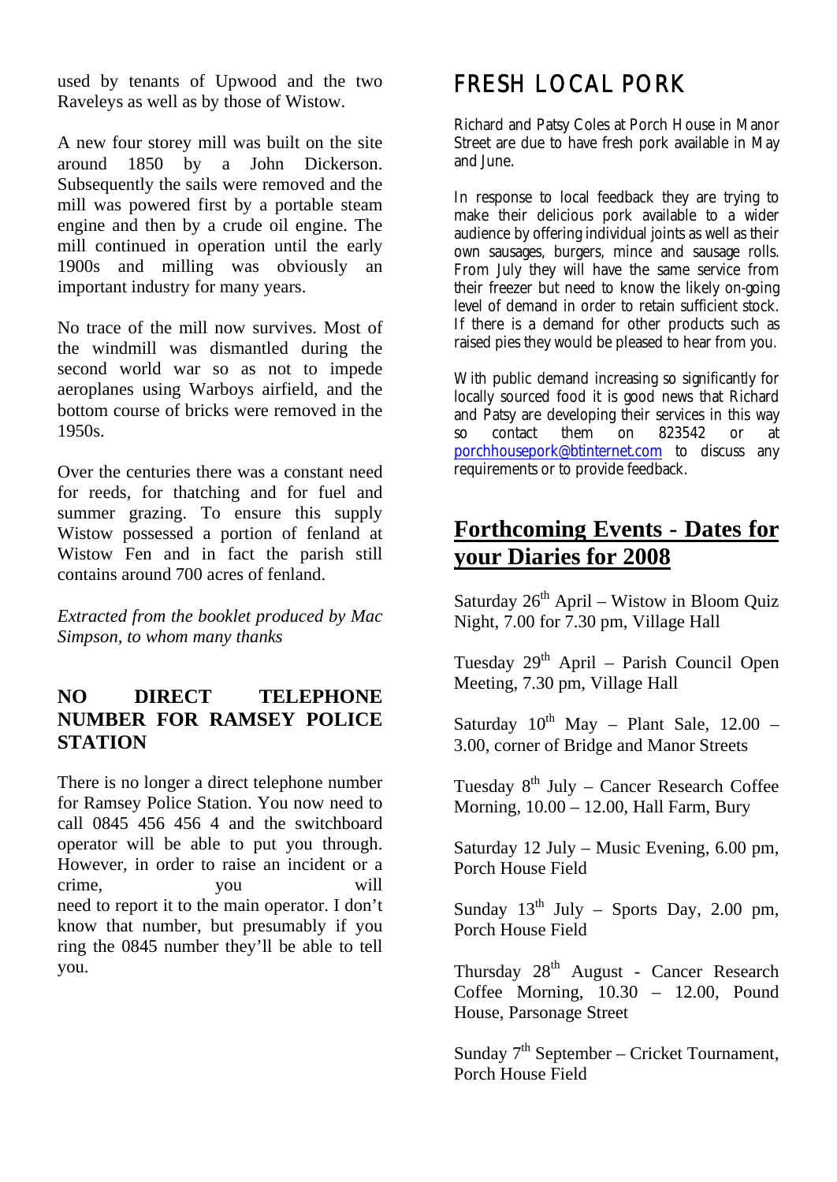used by tenants of Upwood and the two Raveleys as well as by those of Wistow.

A new four storey mill was built on the site around 1850 by a John Dickerson. Subsequently the sails were removed and the mill was powered first by a portable steam engine and then by a crude oil engine. The mill continued in operation until the early 1900s and milling was obviously an important industry for many years.

No trace of the mill now survives. Most of the windmill was dismantled during the second world war so as not to impede aeroplanes using Warboys airfield, and the bottom course of bricks were removed in the 1950s.

Over the centuries there was a constant need for reeds, for thatching and for fuel and summer grazing. To ensure this supply Wistow possessed a portion of fenland at Wistow Fen and in fact the parish still contains around 700 acres of fenland.

*Extracted from the booklet produced by Mac Simpson, to whom many thanks*

## NO DIRECT TELEPHONE NUMBER FOR RAMSEY POLICE STATION

There is no longer a direct telephone number for Ramsey Police Station. You now need to call 0845 456 456 4 and the switchboard operator will be able to put you through. However, in order to raise an incident or a crime, you will need to report it to the main operator. I don't know that number, but presumably if you ring the 0845 number they'll be able to tell you.

## FRESH LOCAL PORK

Richard and Patsy Coles at Porch House in Manor Street are due to have fresh pork available in May and June.

In response to local feedback they are trying to make their delicious pork available to a wider audience by offering individual joints as well as their own sausages, burgers, mince and sausage rolls. From July they will have the same service from their freezer but need to know the likely on-going level of demand in order to retain sufficient stock. If there is a demand for other products such as raised pies they would be pleased to hear from you.

With public demand increasing so significantly for locally sourced food it is good news that Richard and Patsy are developing their services in this way so contact them on 823542 or at porchhousepork@btinternet.com to discuss any requirements or to provide feedback.

## Forthcoming Events - Dates for your Diaries for 2008

Saturday 26th April – Wistow in Bloom Quiz Night, 7.00 for 7.30 pm, Village Hall

Tuesday 29th April – Parish Council Open Meeting, 7.30 pm, Village Hall

Saturday 10th May – Plant Sale, 12.00 – 3.00, corner of Bridge and Manor Streets

Tuesday 8th July – Cancer Research Coffee Morning, 10.00 – 12.00, Hall Farm, Bury

Saturday 12 July – Music Evening, 6.00 pm, Porch House Field

Sunday 13th July – Sports Day, 2.00 pm, Porch House Field

Thursday 28th August - Cancer Research Coffee Morning, 10.30 – 12.00, Pound House, Parsonage Street

Sunday 7th September – Cricket Tournament, Porch House Field